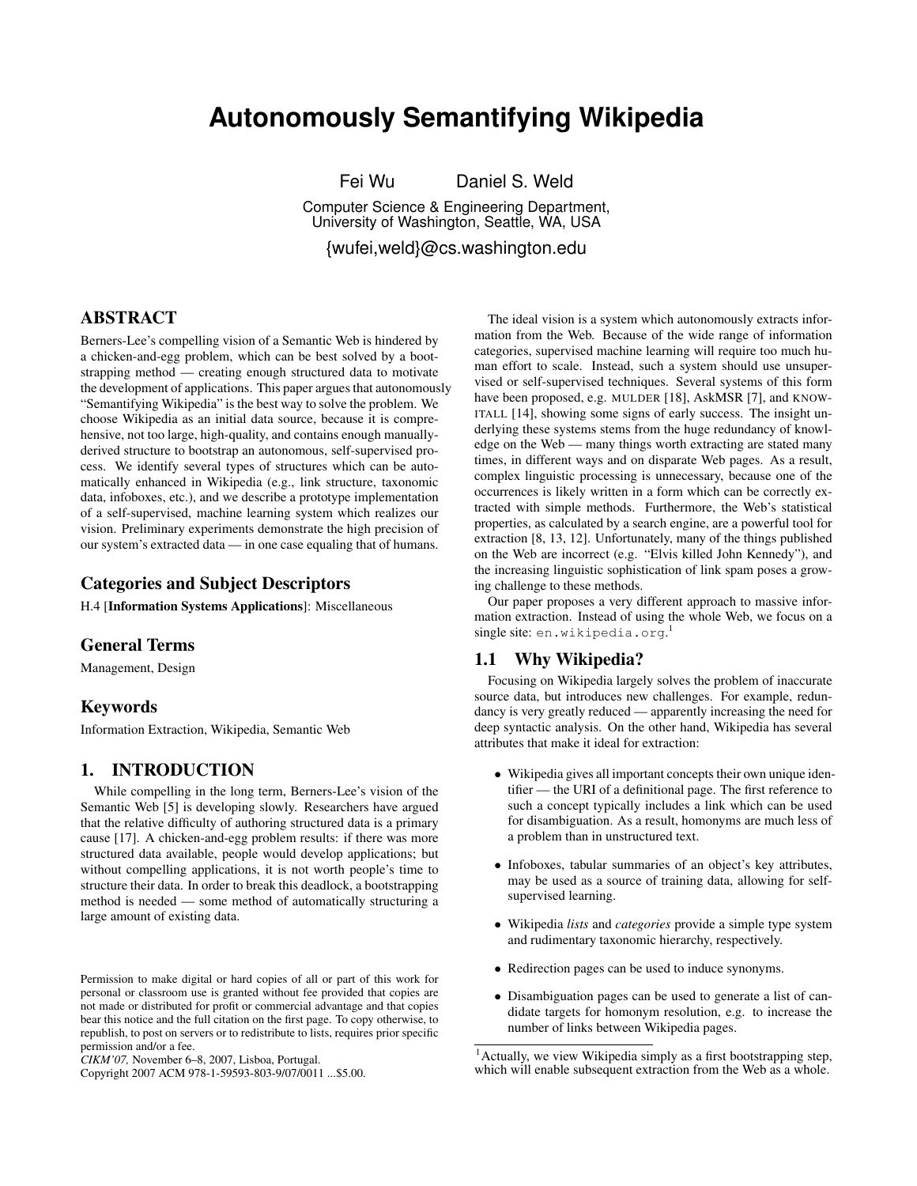# Autonomously Semantifying Wikipedia

Fei Wu Daniel S. Weld

Computer Science & Engineering Department,
University of Washington, Seattle, WA, USA

{wufei,weld}@cs.washington.edu

## ABSTRACT

Berners-Lee's compelling vision of a Semantic Web is hindered by a chicken-and-egg problem, which can be best solved by a bootstrapping method — creating enough structured data to motivate the development of applications. This paper argues that autonomously "Semantifying Wikipedia" is the best way to solve the problem. We choose Wikipedia as an initial data source, because it is comprehensive, not too large, high-quality, and contains enough manually-derived structure to bootstrap an autonomous, self-supervised process. We identify several types of structures which can be automatically enhanced in Wikipedia (e.g., link structure, taxonomic data, infoboxes, etc.), and we describe a prototype implementation of a self-supervised, machine learning system which realizes our vision. Preliminary experiments demonstrate the high precision of our system's extracted data — in one case equaling that of humans.

## Categories and Subject Descriptors

H.4 [**Information Systems Applications**]: Miscellaneous

## General Terms

Management, Design

## Keywords

Information Extraction, Wikipedia, Semantic Web

## 1. INTRODUCTION

While compelling in the long term, Berners-Lee's vision of the Semantic Web [5] is developing slowly. Researchers have argued that the relative difficulty of authoring structured data is a primary cause [17]. A chicken-and-egg problem results: if there was more structured data available, people would develop applications; but without compelling applications, it is not worth people's time to structure their data. In order to break this deadlock, a bootstrapping method is needed — some method of automatically structuring a large amount of existing data.

Permission to make digital or hard copies of all or part of this work for personal or classroom use is granted without fee provided that copies are not made or distributed for profit or commercial advantage and that copies bear this notice and the full citation on the first page. To copy otherwise, to republish, to post on servers or to redistribute to lists, requires prior specific permission and/or a fee.
*CIKM'07,* November 6–8, 2007, Lisboa, Portugal.
Copyright 2007 ACM 978-1-59593-803-9/07/0011 ...$5.00.

The ideal vision is a system which autonomously extracts information from the Web. Because of the wide range of information categories, supervised machine learning will require too much human effort to scale. Instead, such a system should use unsupervised or self-supervised techniques. Several systems of this form have been proposed, e.g. MULDER [18], AskMSR [7], and KNOWITALL [14], showing some signs of early success. The insight underlying these systems stems from the huge redundancy of knowledge on the Web — many things worth extracting are stated many times, in different ways and on disparate Web pages. As a result, complex linguistic processing is unnecessary, because one of the occurrences is likely written in a form which can be correctly extracted with simple methods. Furthermore, the Web's statistical properties, as calculated by a search engine, are a powerful tool for extraction [8, 13, 12]. Unfortunately, many of the things published on the Web are incorrect (e.g. "Elvis killed John Kennedy"), and the increasing linguistic sophistication of link spam poses a growing challenge to these methods.

Our paper proposes a very different approach to massive information extraction. Instead of using the whole Web, we focus on a single site: `en.wikipedia.org`.[1]

### 1.1 Why Wikipedia?

Focusing on Wikipedia largely solves the problem of inaccurate source data, but introduces new challenges. For example, redundancy is very greatly reduced — apparently increasing the need for deep syntactic analysis. On the other hand, Wikipedia has several attributes that make it ideal for extraction:

- Wikipedia gives all important concepts their own unique identifier — the URI of a definitional page. The first reference to such a concept typically includes a link which can be used for disambiguation. As a result, homonyms are much less of a problem than in unstructured text.
- Infoboxes, tabular summaries of an object's key attributes, may be used as a source of training data, allowing for self-supervised learning.
- Wikipedia *lists* and *categories* provide a simple type system and rudimentary taxonomic hierarchy, respectively.
- Redirection pages can be used to induce synonyms.
- Disambiguation pages can be used to generate a list of candidate targets for homonym resolution, e.g. to increase the number of links between Wikipedia pages.

[1] Actually, we view Wikipedia simply as a first bootstrapping step, which will enable subsequent extraction from the Web as a whole.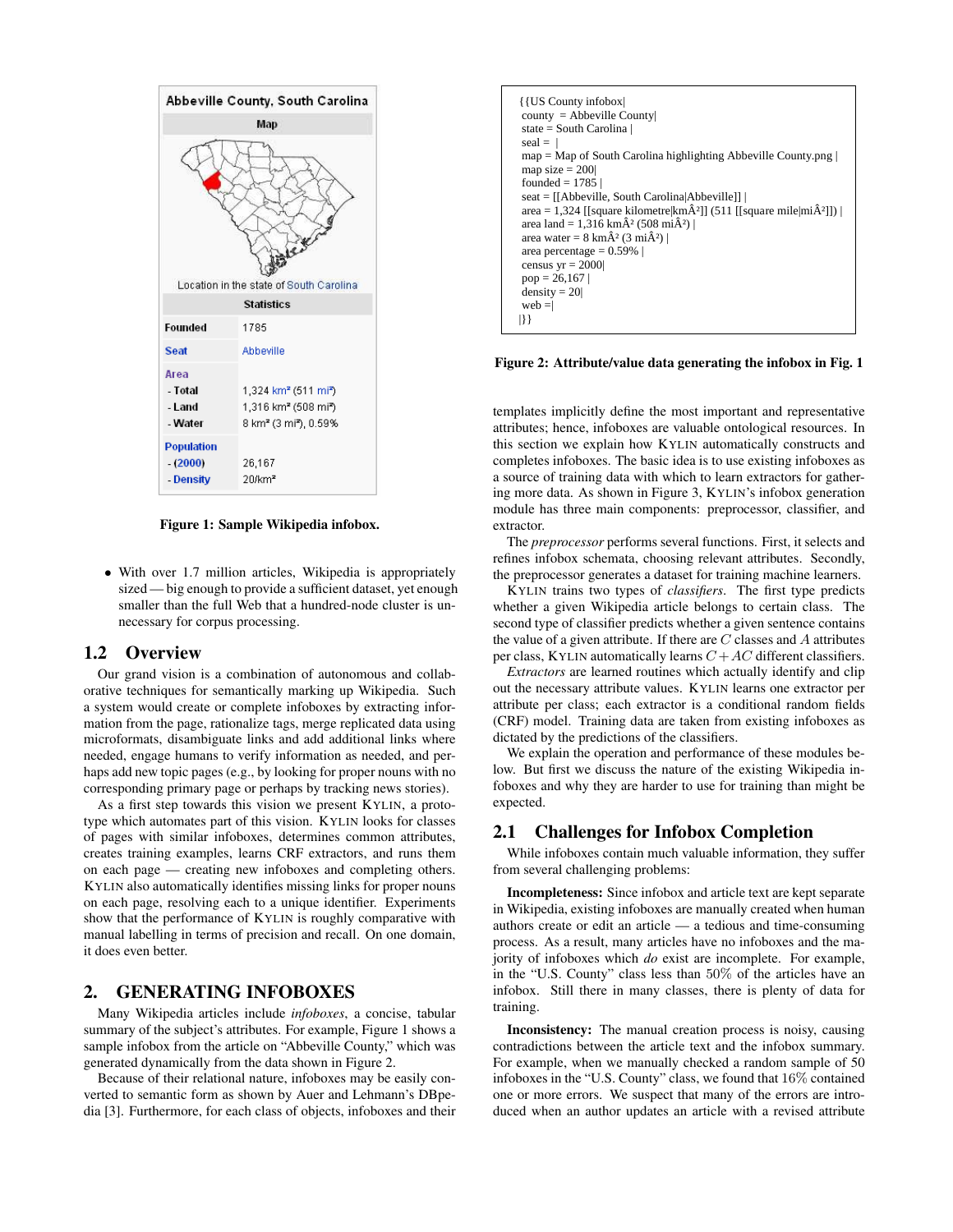| Abbeville County, South Carolina | |
|---|---|
| Map | |
| Location in the state of South Carolina | |
| Statistics | |
| Founded | 1785 |
| Seat | Abbeville |
| Area | |
| - Total | 1,324 km² (511 mi²) |
| - Land | 1,316 km² (508 mi²) |
| - Water | 8 km² (3 mi²), 0.59% |
| Population | |
| - (2000) | 26,167 |
| - Density | 20/km² |

**Figure 1: Sample Wikipedia infobox.**

- With over 1.7 million articles, Wikipedia is appropriately sized — big enough to provide a sufficient dataset, yet enough smaller than the full Web that a hundred-node cluster is unnecessary for corpus processing.

## 1.2 Overview

Our grand vision is a combination of autonomous and collaborative techniques for semantically marking up Wikipedia. Such a system would create or complete infoboxes by extracting information from the page, rationalize tags, merge replicated data using microformats, disambiguate links and add additional links where needed, engage humans to verify information as needed, and perhaps add new topic pages (e.g., by looking for proper nouns with no corresponding primary page or perhaps by tracking news stories).

As a first step towards this vision we present KYLIN, a prototype which automates part of this vision. KYLIN looks for classes of pages with similar infoboxes, determines common attributes, creates training examples, learns CRF extractors, and runs them on each page — creating new infoboxes and completing others. KYLIN also automatically identifies missing links for proper nouns on each page, resolving each to a unique identifier. Experiments show that the performance of KYLIN is roughly comparative with manual labelling in terms of precision and recall. On one domain, it does even better.

# 2. GENERATING INFOBOXES

Many Wikipedia articles include *infoboxes*, a concise, tabular summary of the subject's attributes. For example, Figure 1 shows a sample infobox from the article on "Abbeville County," which was generated dynamically from the data shown in Figure 2.

Because of their relational nature, infoboxes may be easily converted to semantic form as shown by Auer and Lehmann's DBpedia [3]. Furthermore, for each class of objects, infoboxes and their

```
{{US County infobox|
 county = Abbeville County|
 state = South Carolina |
 seal = |
 map = Map of South Carolina highlighting Abbeville County.png |
 map size = 200|
 founded = 1785 |
 seat = [[Abbeville, South Carolina|Abbeville]] |
 area = 1,324 [[square kilometre|kmÂ²]] (511 [[square mile|miÂ²]]) |
 area land = 1,316 kmÂ² (508 miÂ²) |
 area water = 8 kmÂ² (3 miÂ²) |
 area percentage = 0.59% |
 census yr = 2000|
 pop = 26,167 |
 density = 20|
 web =|
|}}
```

**Figure 2: Attribute/value data generating the infobox in Fig. 1**

templates implicitly define the most important and representative attributes; hence, infoboxes are valuable ontological resources. In this section we explain how KYLIN automatically constructs and completes infoboxes. The basic idea is to use existing infoboxes as a source of training data with which to learn extractors for gathering more data. As shown in Figure 3, KYLIN's infobox generation module has three main components: preprocessor, classifier, and extractor.

The *preprocessor* performs several functions. First, it selects and refines infobox schemata, choosing relevant attributes. Secondly, the preprocessor generates a dataset for training machine learners.

KYLIN trains two types of *classifiers*. The first type predicts whether a given Wikipedia article belongs to certain class. The second type of classifier predicts whether a given sentence contains the value of a given attribute. If there are $C$ classes and $A$ attributes per class, KYLIN automatically learns $C + AC$ different classifiers.

*Extractors* are learned routines which actually identify and clip out the necessary attribute values. KYLIN learns one extractor per attribute per class; each extractor is a conditional random fields (CRF) model. Training data are taken from existing infoboxes as dictated by the predictions of the classifiers.

We explain the operation and performance of these modules below. But first we discuss the nature of the existing Wikipedia infoboxes and why they are harder to use for training than might be expected.

## 2.1 Challenges for Infobox Completion

While infoboxes contain much valuable information, they suffer from several challenging problems:

**Incompleteness:** Since infobox and article text are kept separate in Wikipedia, existing infoboxes are manually created when human authors create or edit an article — a tedious and time-consuming process. As a result, many articles have no infoboxes and the majority of infoboxes which *do* exist are incomplete. For example, in the "U.S. County" class less than 50% of the articles have an infobox. Still there in many classes, there is plenty of data for training.

**Inconsistency:** The manual creation process is noisy, causing contradictions between the article text and the infobox summary. For example, when we manually checked a random sample of 50 infoboxes in the "U.S. County" class, we found that 16% contained one or more errors. We suspect that many of the errors are introduced when an author updates an article with a revised attribute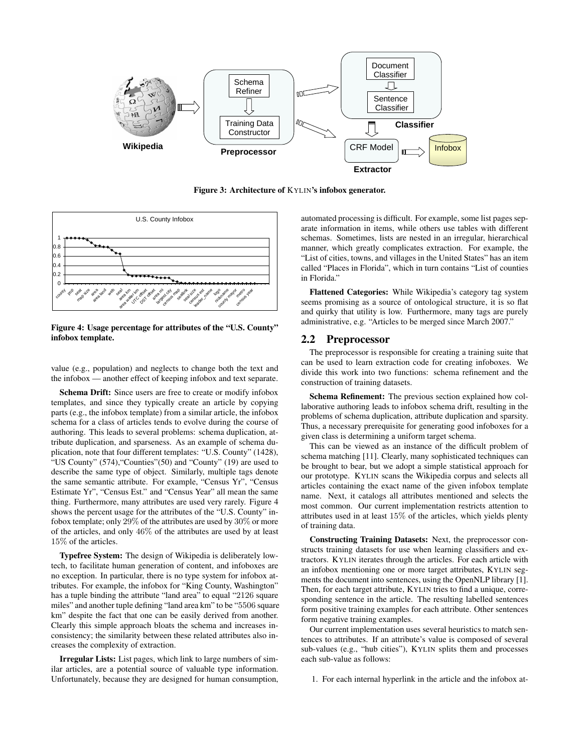Figure 3: Architecture of KYLIN's infobox generator.

Figure 4: Usage percentage for attributes of the "U.S. County" infobox template.

value (e.g., population) and neglects to change both the text and the infobox — another effect of keeping infobox and text separate.

**Schema Drift:** Since users are free to create or modify infobox templates, and since they typically create an article by copying parts (e.g., the infobox template) from a similar article, the infobox schema for a class of articles tends to evolve during the course of authoring. This leads to several problems: schema duplication, attribute duplication, and sparseness. As an example of schema duplication, note that four different templates: "U.S. County" (1428), "US County" (574),"Counties"(50) and "County" (19) are used to describe the same type of object. Similarly, multiple tags denote the same semantic attribute. For example, "Census Yr", "Census Estimate Yr", "Census Est." and "Census Year" all mean the same thing. Furthermore, many attributes are used very rarely. Figure 4 shows the percent usage for the attributes of the "U.S. County" infobox template; only $29\%$ of the attributes are used by $30\%$ or more of the articles, and only $46\%$ of the attributes are used by at least $15\%$ of the articles.

**Typefree System:** The design of Wikipedia is deliberately low-tech, to facilitate human generation of content, and infoboxes are no exception. In particular, there is no type system for infobox attributes. For example, the infobox for "King County, Washington" has a tuple binding the attribute "land area" to equal "2126 square miles" and another tuple defining "land area km" to be "5506 square km" despite the fact that one can be easily derived from another. Clearly this simple approach bloats the schema and increases inconsistency; the similarity between these related attributes also increases the complexity of extraction.

**Irregular Lists:** List pages, which link to large numbers of similar articles, are a potential source of valuable type information. Unfortunately, because they are designed for human consumption, automated processing is difficult. For example, some list pages separate information in items, while others use tables with different schemas. Sometimes, lists are nested in an irregular, hierarchical manner, which greatly complicates extraction. For example, the "List of cities, towns, and villages in the United States" has an item called "Places in Florida", which in turn contains "List of counties in Florida."

**Flattened Categories:** While Wikipedia's category tag system seems promising as a source of ontological structure, it is so flat and quirky that utility is low. Furthermore, many tags are purely administrative, e.g. "Articles to be merged since March 2007."

## 2.2 Preprocessor

The preprocessor is responsible for creating a training suite that can be used to learn extraction code for creating infoboxes. We divide this work into two functions: schema refinement and the construction of training datasets.

**Schema Refinement:** The previous section explained how collaborative authoring leads to infobox schema drift, resulting in the problems of schema duplication, attribute duplication and sparsity. Thus, a necessary prerequisite for generating good infoboxes for a given class is determining a uniform target schema.

This can be viewed as an instance of the difficult problem of schema matching [11]. Clearly, many sophisticated techniques can be brought to bear, but we adopt a simple statistical approach for our prototype. KYLIN scans the Wikipedia corpus and selects all articles containing the exact name of the given infobox template name. Next, it catalogs all attributes mentioned and selects the most common. Our current implementation restricts attention to attributes used in at least $15\%$ of the articles, which yields plenty of training data.

**Constructing Training Datasets:** Next, the preprocessor constructs training datasets for use when learning classifiers and extractors. KYLIN iterates through the articles. For each article with an infobox mentioning one or more target attributes, KYLIN segments the document into sentences, using the OpenNLP library [1]. Then, for each target attribute, KYLIN tries to find a unique, corresponding sentence in the article. The resulting labelled sentences form positive training examples for each attribute. Other sentences form negative training examples.

Our current implementation uses several heuristics to match sentences to attributes. If an attribute's value is composed of several sub-values (e.g., "hub cities"), KYLIN splits them and processes each sub-value as follows:

1. For each internal hyperlink in the article and the infobox at-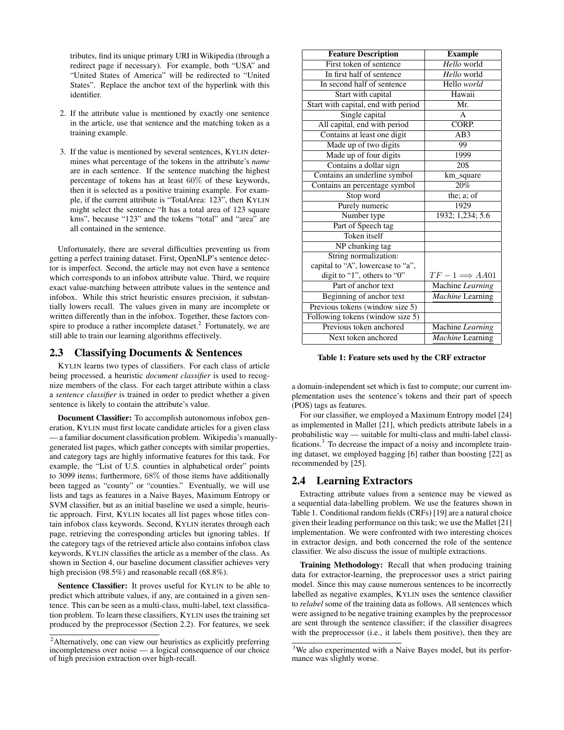tributes, find its unique primary URI in Wikipedia (through a redirect page if necessary). For example, both "USA" and "United States of America" will be redirected to "United States". Replace the anchor text of the hyperlink with this identifier.

2. If the attribute value is mentioned by exactly one sentence in the article, use that sentence and the matching token as a training example.

3. If the value is mentioned by several sentences, KYLIN determines what percentage of the tokens in the attribute's *name* are in each sentence. If the sentence matching the highest percentage of tokens has at least 60% of these keywords, then it is selected as a positive training example. For example, if the current attribute is "TotalArea: 123", then KYLIN might select the sentence "It has a total area of 123 square kms", because "123" and the tokens "total" and "area" are all contained in the sentence.

Unfortunately, there are several difficulties preventing us from getting a perfect training dataset. First, OpenNLP's sentence detector is imperfect. Second, the article may not even have a sentence which corresponds to an infobox attribute value. Third, we require exact value-matching between attribute values in the sentence and infobox. While this strict heuristic ensures precision, it substantially lowers recall. The values given in many are incomplete or written differently than in the infobox. Together, these factors conspire to produce a rather incomplete dataset.[2] Fortunately, we are still able to train our learning algorithms effectively.

## 2.3 Classifying Documents & Sentences

KYLIN learns two types of classifiers. For each class of article being processed, a heuristic *document classifier* is used to recognize members of the class. For each target attribute within a class a *sentence classifier* is trained in order to predict whether a given sentence is likely to contain the attribute's value.

**Document Classifier:** To accomplish autonomous infobox generation, KYLIN must first locate candidate articles for a given class — a familiar document classification problem. Wikipedia's manually-generated list pages, which gather concepts with similar properties, and category tags are highly informative features for this task. For example, the "List of U.S. counties in alphabetical order" points to 3099 items; furthermore, 68% of those items have additionally been tagged as "county" or "counties." Eventually, we will use lists and tags as features in a Naive Bayes, Maximum Entropy or SVM classifier, but as an initial baseline we used a simple, heuristic approach. First, KYLIN locates all list pages whose titles contain infobox class keywords. Second, KYLIN iterates through each page, retrieving the corresponding articles but ignoring tables. If the category tags of the retrieved article also contains infobox class keywords, KYLIN classifies the article as a member of the class. As shown in Section 4, our baseline document classifier achieves very high precision (98.5%) and reasonable recall (68.8%).

**Sentence Classifier:** It proves useful for KYLIN to be able to predict which attribute values, if any, are contained in a given sentence. This can be seen as a multi-class, multi-label, text classification problem. To learn these classifiers, KYLIN uses the training set produced by the preprocessor (Section 2.2). For features, we seek a domain-independent set which is fast to compute; our current implementation uses the sentence's tokens and their part of speech (POS) tags as features.

For our classifier, we employed a Maximum Entropy model [24] as implemented in Mallet [21], which predicts attribute labels in a probabilistic way — suitable for multi-class and multi-label classifications.[3] To decrease the impact of a noisy and incomplete training dataset, we employed bagging [6] rather than boosting [22] as recommended by [25].

[2] Alternatively, one can view our heuristics as explicitly preferring incompleteness over noise — a logical consequence of our choice of high precision extraction over high-recall.

| Feature Description | Example |
|---|---|
| First token of sentence | *Hello* world |
| In first half of sentence | *Hello* world |
| In second half of sentence | Hello *world* |
| Start with capital | Hawaii |
| Start with capital, end with period | Mr. |
| Single capital | A |
| All capital, end with period | CORP. |
| Contains at least one digit | AB3 |
| Made up of two digits | 99 |
| Made up of four digits | 1999 |
| Contains a dollar sign | 20$ |
| Contains an underline symbol | km_square |
| Contains an percentage symbol | 20% |
| Stop word | the; a; of |
| Purely numeric | 1929 |
| Number type | 1932; 1,234; 5.6 |
| Part of Speech tag | |
| Token itself | |
| NP chunking tag | |
| String normalization: capital to "A", lowercase to "a", digit to "1", others to "0" | $TF-1 \Longrightarrow AA01$ |
| Part of anchor text | Machine *Learning* |
| Beginning of anchor text | *Machine* Learning |
| Previous tokens (window size 5) | |
| Following tokens (window size 5) | |
| Previous token anchored | Machine *Learning* |
| Next token anchored | *Machine* Learning |

**Table 1: Feature sets used by the CRF extractor**

## 2.4 Learning Extractors

Extracting attribute values from a sentence may be viewed as a sequential data-labelling problem. We use the features shown in Table 1. Conditional random fields (CRFs) [19] are a natural choice given their leading performance on this task; we use the Mallet [21] implementation. We were confronted with two interesting choices in extractor design, and both concerned the role of the sentence classifier. We also discuss the issue of multiple extractions.

**Training Methodology:** Recall that when producing training data for extractor-learning, the preprocessor uses a strict pairing model. Since this may cause numerous sentences to be incorrectly labelled as negative examples, KYLIN uses the sentence classifier to *relabel* some of the training data as follows. All sentences which were assigned to be negative training examples by the preprocessor are sent through the sentence classifier; if the classifier disagrees with the preprocessor (i.e., it labels them positive), then they are

[3] We also experimented with a Naive Bayes model, but its performance was slightly worse.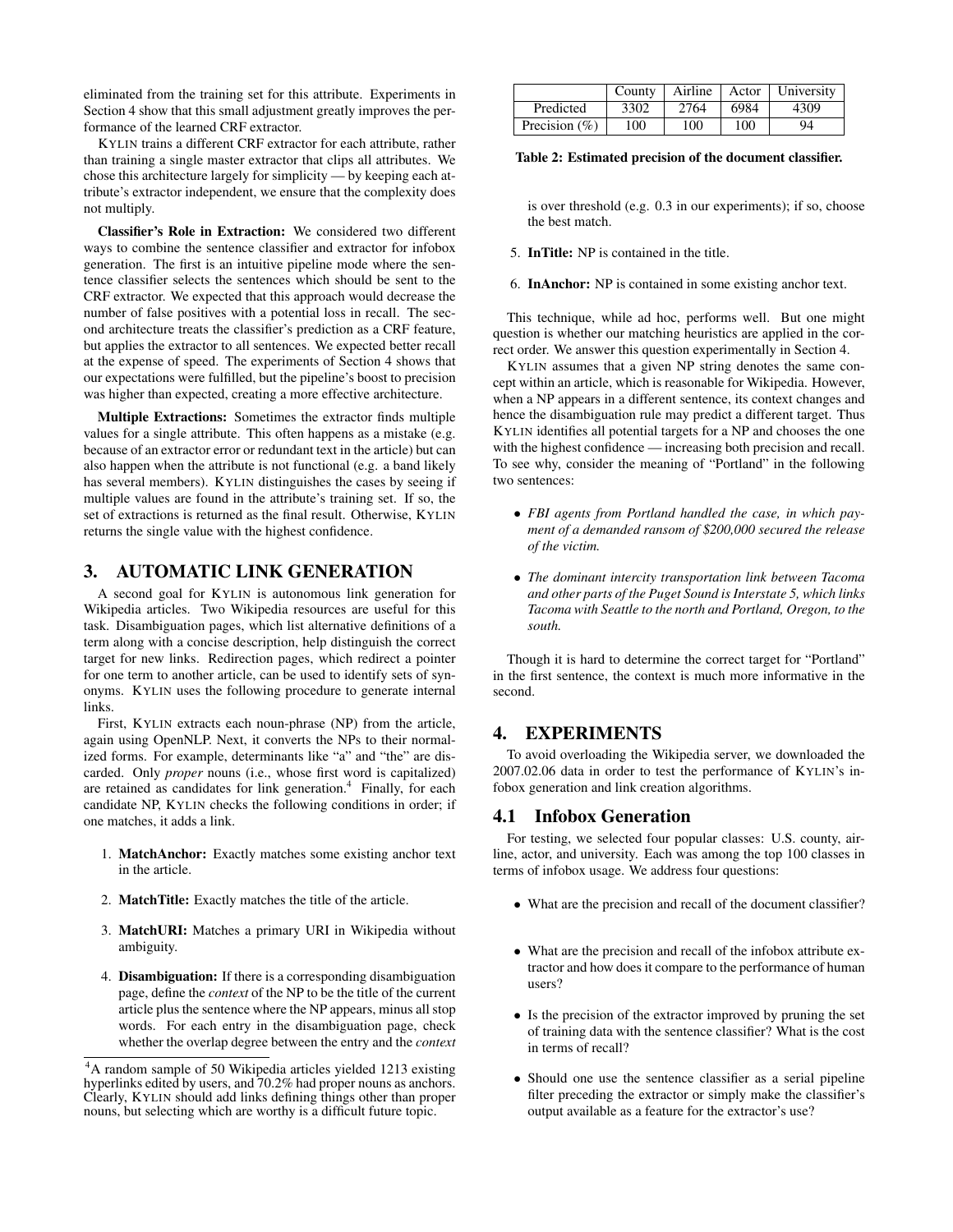eliminated from the training set for this attribute. Experiments in Section 4 show that this small adjustment greatly improves the performance of the learned CRF extractor.

KYLIN trains a different CRF extractor for each attribute, rather than training a single master extractor that clips all attributes. We chose this architecture largely for simplicity — by keeping each attribute's extractor independent, we ensure that the complexity does not multiply.

**Classifier's Role in Extraction:** We considered two different ways to combine the sentence classifier and extractor for infobox generation. The first is an intuitive pipeline mode where the sentence classifier selects the sentences which should be sent to the CRF extractor. We expected that this approach would decrease the number of false positives with a potential loss in recall. The second architecture treats the classifier's prediction as a CRF feature, but applies the extractor to all sentences. We expected better recall at the expense of speed. The experiments of Section 4 shows that our expectations were fulfilled, but the pipeline's boost to precision was higher than expected, creating a more effective architecture.

**Multiple Extractions:** Sometimes the extractor finds multiple values for a single attribute. This often happens as a mistake (e.g. because of an extractor error or redundant text in the article) but can also happen when the attribute is not functional (e.g. a band likely has several members). KYLIN distinguishes the cases by seeing if multiple values are found in the attribute's training set. If so, the set of extractions is returned as the final result. Otherwise, KYLIN returns the single value with the highest confidence.

## 3. AUTOMATIC LINK GENERATION

A second goal for KYLIN is autonomous link generation for Wikipedia articles. Two Wikipedia resources are useful for this task. Disambiguation pages, which list alternative definitions of a term along with a concise description, help distinguish the correct target for new links. Redirection pages, which redirect a pointer for one term to another article, can be used to identify sets of synonyms. KYLIN uses the following procedure to generate internal links.

First, KYLIN extracts each noun-phrase (NP) from the article, again using OpenNLP. Next, it converts the NPs to their normalized forms. For example, determinants like "a" and "the" are discarded. Only *proper* nouns (i.e., whose first word is capitalized) are retained as candidates for link generation.[4] Finally, for each candidate NP, KYLIN checks the following conditions in order; if one matches, it adds a link.

1. **MatchAnchor:** Exactly matches some existing anchor text in the article.
2. **MatchTitle:** Exactly matches the title of the article.
3. **MatchURI:** Matches a primary URI in Wikipedia without ambiguity.
4. **Disambiguation:** If there is a corresponding disambiguation page, define the *context* of the NP to be the title of the current article plus the sentence where the NP appears, minus all stop words. For each entry in the disambiguation page, check whether the overlap degree between the entry and the *context* is over threshold (e.g. 0.3 in our experiments); if so, choose the best match.
5. **InTitle:** NP is contained in the title.
6. **InAnchor:** NP is contained in some existing anchor text.

[4]A random sample of 50 Wikipedia articles yielded 1213 existing hyperlinks edited by users, and 70.2% had proper nouns as anchors. Clearly, KYLIN should add links defining things other than proper nouns, but selecting which are worthy is a difficult future topic.

| | County | Airline | Actor | University |
|---|---|---|---|---|
| Predicted | 3302 | 2764 | 6984 | 4309 |
| Precision (%) | 100 | 100 | 100 | 94 |

**Table 2: Estimated precision of the document classifier.**

This technique, while ad hoc, performs well. But one might question is whether our matching heuristics are applied in the correct order. We answer this question experimentally in Section 4.

KYLIN assumes that a given NP string denotes the same concept within an article, which is reasonable for Wikipedia. However, when a NP appears in a different sentence, its context changes and hence the disambiguation rule may predict a different target. Thus KYLIN identifies all potential targets for a NP and chooses the one with the highest confidence — increasing both precision and recall. To see why, consider the meaning of "Portland" in the following two sentences:

- *FBI agents from Portland handled the case, in which payment of a demanded ransom of $200,000 secured the release of the victim.*
- *The dominant intercity transportation link between Tacoma and other parts of the Puget Sound is Interstate 5, which links Tacoma with Seattle to the north and Portland, Oregon, to the south.*

Though it is hard to determine the correct target for "Portland" in the first sentence, the context is much more informative in the second.

## 4. EXPERIMENTS

To avoid overloading the Wikipedia server, we downloaded the 2007.02.06 data in order to test the performance of KYLIN's infobox generation and link creation algorithms.

### 4.1 Infobox Generation

For testing, we selected four popular classes: U.S. county, airline, actor, and university. Each was among the top 100 classes in terms of infobox usage. We address four questions:

- What are the precision and recall of the document classifier?
- What are the precision and recall of the infobox attribute extractor and how does it compare to the performance of human users?
- Is the precision of the extractor improved by pruning the set of training data with the sentence classifier? What is the cost in terms of recall?
- Should one use the sentence classifier as a serial pipeline filter preceding the extractor or simply make the classifier's output available as a feature for the extractor's use?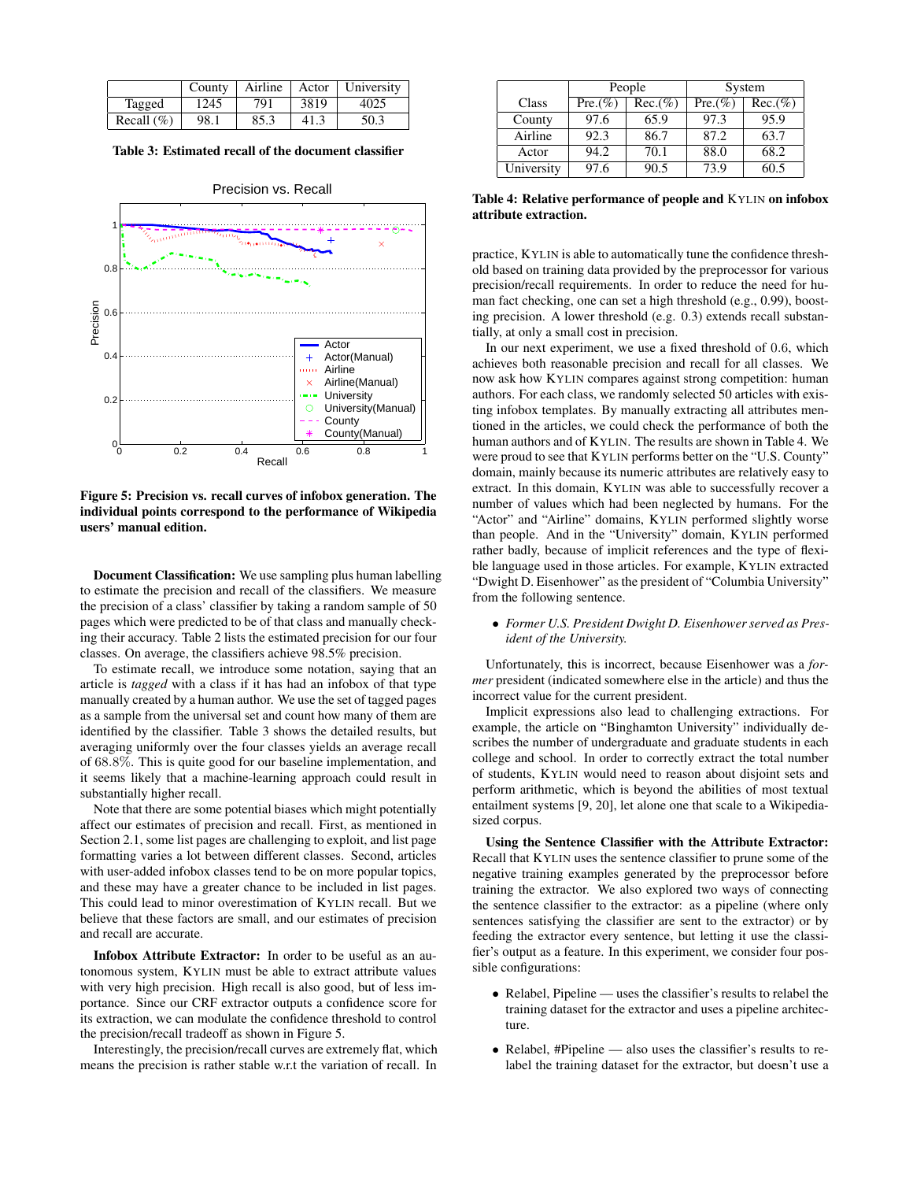|  | County | Airline | Actor | University |
|---|---|---|---|---|
| Tagged | 1245 | 791 | 3819 | 4025 |
| Recall (%) | 98.1 | 85.3 | 41.3 | 50.3 |

**Table 3: Estimated recall of the document classifier**

**Figure 5: Precision vs. recall curves of infobox generation. The individual points correspond to the performance of Wikipedia users' manual edition.**

**Document Classification:** We use sampling plus human labelling to estimate the precision and recall of the classifiers. We measure the precision of a class' classifier by taking a random sample of 50 pages which were predicted to be of that class and manually checking their accuracy. Table 2 lists the estimated precision for our four classes. On average, the classifiers achieve 98.5% precision.

To estimate recall, we introduce some notation, saying that an article is *tagged* with a class if it has had an infobox of that type manually created by a human author. We use the set of tagged pages as a sample from the universal set and count how many of them are identified by the classifier. Table 3 shows the detailed results, but averaging uniformly over the four classes yields an average recall of 68.8%. This is quite good for our baseline implementation, and it seems likely that a machine-learning approach could result in substantially higher recall.

Note that there are some potential biases which might potentially affect our estimates of precision and recall. First, as mentioned in Section 2.1, some list pages are challenging to exploit, and list page formatting varies a lot between different classes. Second, articles with user-added infobox classes tend to be on more popular topics, and these may have a greater chance to be included in list pages. This could lead to minor overestimation of KYLIN recall. But we believe that these factors are small, and our estimates of precision and recall are accurate.

**Infobox Attribute Extractor:** In order to be useful as an autonomous system, KYLIN must be able to extract attribute values with very high precision. High recall is also good, but of less importance. Since our CRF extractor outputs a confidence score for its extraction, we can modulate the confidence threshold to control the precision/recall tradeoff as shown in Figure 5.

Interestingly, the precision/recall curves are extremely flat, which means the precision is rather stable w.r.t the variation of recall. In practice, KYLIN is able to automatically tune the confidence threshold based on training data provided by the preprocessor for various precision/recall requirements. In order to reduce the need for human fact checking, one can set a high threshold (e.g., 0.99), boosting precision. A lower threshold (e.g. 0.3) extends recall substantially, at only a small cost in precision.

| Class | People |  | System |  |
|---|---|---|---|---|
|  | Pre.(%) | Rec.(%) | Pre.(%) | Rec.(%) |
| County | 97.6 | 65.9 | 97.3 | 95.9 |
| Airline | 92.3 | 86.7 | 87.2 | 63.7 |
| Actor | 94.2 | 70.1 | 88.0 | 68.2 |
| University | 97.6 | 90.5 | 73.9 | 60.5 |

**Table 4: Relative performance of people and KYLIN on infobox attribute extraction.**

In our next experiment, we use a fixed threshold of 0.6, which achieves both reasonable precision and recall for all classes. We now ask how KYLIN compares against strong competition: human authors. For each class, we randomly selected 50 articles with existing infobox templates. By manually extracting all attributes mentioned in the articles, we could check the performance of both the human authors and of KYLIN. The results are shown in Table 4. We were proud to see that KYLIN performs better on the "U.S. County" domain, mainly because its numeric attributes are relatively easy to extract. In this domain, KYLIN was able to successfully recover a number of values which had been neglected by humans. For the "Actor" and "Airline" domains, KYLIN performed slightly worse than people. And in the "University" domain, KYLIN performed rather badly, because of implicit references and the type of flexible language used in those articles. For example, KYLIN extracted "Dwight D. Eisenhower" as the president of "Columbia University" from the following sentence.

- *Former U.S. President Dwight D. Eisenhower served as President of the University.*

Unfortunately, this is incorrect, because Eisenhower was a *former* president (indicated somewhere else in the article) and thus the incorrect value for the current president.

Implicit expressions also lead to challenging extractions. For example, the article on "Binghamton University" individually describes the number of undergraduate and graduate students in each college and school. In order to correctly extract the total number of students, KYLIN would need to reason about disjoint sets and perform arithmetic, which is beyond the abilities of most textual entailment systems [9, 20], let alone one that scale to a Wikipedia-sized corpus.

**Using the Sentence Classifier with the Attribute Extractor:** Recall that KYLIN uses the sentence classifier to prune some of the negative training examples generated by the preprocessor before training the extractor. We also explored two ways of connecting the sentence classifier to the extractor: as a pipeline (where only sentences satisfying the classifier are sent to the extractor) or by feeding the extractor every sentence, but letting it use the classifier's output as a feature. In this experiment, we consider four possible configurations:

- Relabel, Pipeline — uses the classifier's results to relabel the training dataset for the extractor and uses a pipeline architecture.
- Relabel, #Pipeline — also uses the classifier's results to relabel the training dataset for the extractor, but doesn't use a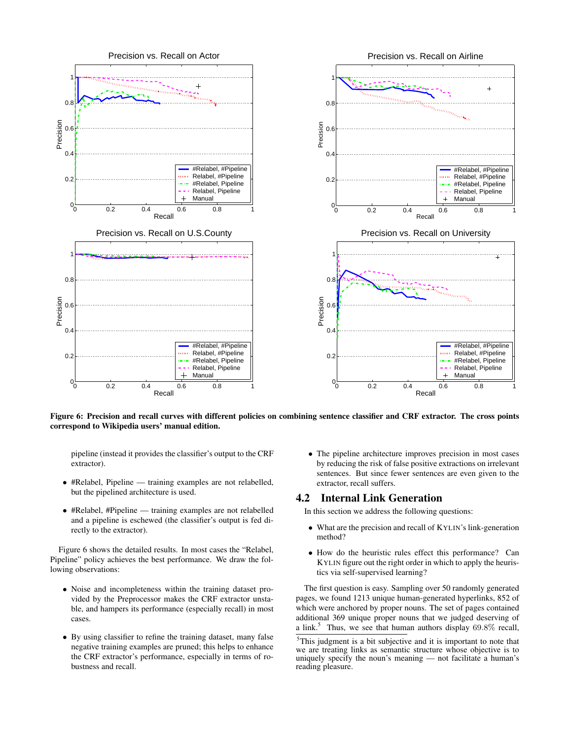Figure 6: Precision and recall curves with different policies on combining sentence classifier and CRF extractor. The cross points correspond to Wikipedia users' manual edition.

pipeline (instead it provides the classifier's output to the CRF extractor).

- #Relabel, Pipeline — training examples are not relabelled, but the pipelined architecture is used.
- #Relabel, #Pipeline — training examples are not relabelled and a pipeline is eschewed (the classifier's output is fed directly to the extractor).

Figure 6 shows the detailed results. In most cases the "Relabel, Pipeline" policy achieves the best performance. We draw the following observations:

- Noise and incompleteness within the training dataset provided by the Preprocessor makes the CRF extractor unstable, and hampers its performance (especially recall) in most cases.
- By using classifier to refine the training dataset, many false negative training examples are pruned; this helps to enhance the CRF extractor's performance, especially in terms of robustness and recall.
- The pipeline architecture improves precision in most cases by reducing the risk of false positive extractions on irrelevant sentences. But since fewer sentences are even given to the extractor, recall suffers.

## 4.2 Internal Link Generation

In this section we address the following questions:

- What are the precision and recall of KYLIN's link-generation method?
- How do the heuristic rules effect this performance? Can KYLIN figure out the right order in which to apply the heuristics via self-supervised learning?

The first question is easy. Sampling over 50 randomly generated pages, we found 1213 unique human-generated hyperlinks, 852 of which were anchored by proper nouns. The set of pages contained additional 369 unique proper nouns that we judged deserving of a link.[5] Thus, we see that human authors display 69.8% recall,

[5]This judgment is a bit subjective and it is important to note that we are treating links as semantic structure whose objective is to uniquely specify the noun's meaning — not facilitate a human's reading pleasure.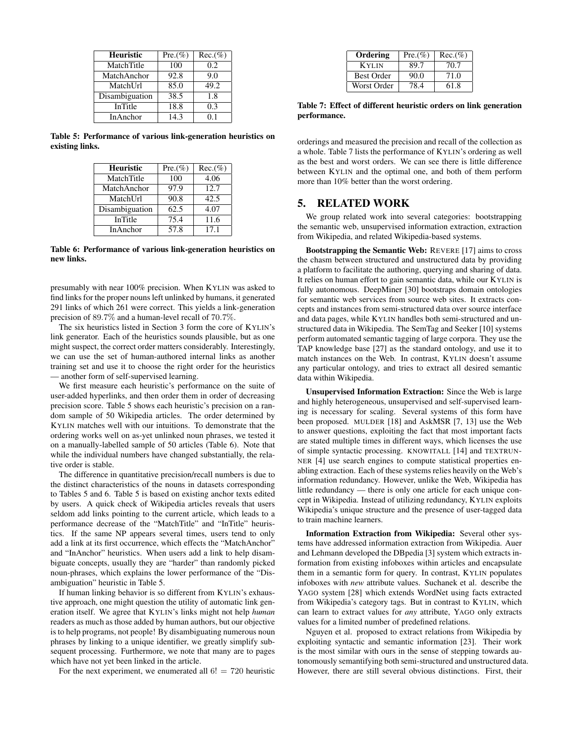| Heuristic | Pre.(%) | Rec.(%) |
|---|---|---|
| MatchTitle | 100 | 0.2 |
| MatchAnchor | 92.8 | 9.0 |
| MatchUrl | 85.0 | 49.2 |
| Disambiguation | 38.5 | 1.8 |
| InTitle | 18.8 | 0.3 |
| InAnchor | 14.3 | 0.1 |

**Table 5: Performance of various link-generation heuristics on existing links.**

| Heuristic | Pre.(%) | Rec.(%) |
|---|---|---|
| MatchTitle | 100 | 4.06 |
| MatchAnchor | 97.9 | 12.7 |
| MatchUrl | 90.8 | 42.5 |
| Disambiguation | 62.5 | 4.07 |
| InTitle | 75.4 | 11.6 |
| InAnchor | 57.8 | 17.1 |

**Table 6: Performance of various link-generation heuristics on new links.**

presumably with near 100% precision. When KYLIN was asked to find links for the proper nouns left unlinked by humans, it generated 291 links of which 261 were correct. This yields a link-generation precision of 89.7% and a human-level recall of 70.7%.

The six heuristics listed in Section 3 form the core of KYLIN's link generator. Each of the heuristics sounds plausible, but as one might suspect, the correct order matters considerably. Interestingly, we can use the set of human-authored internal links as another training set and use it to choose the right order for the heuristics — another form of self-supervised learning.

We first measure each heuristic's performance on the suite of user-added hyperlinks, and then order them in order of decreasing precision score. Table 5 shows each heuristic's precision on a random sample of 50 Wikipedia articles. The order determined by KYLIN matches well with our intuitions. To demonstrate that the ordering works well on as-yet unlinked noun phrases, we tested it on a manually-labelled sample of 50 articles (Table 6). Note that while the individual numbers have changed substantially, the relative order is stable.

The difference in quantitative precision/recall numbers is due to the distinct characteristics of the nouns in datasets corresponding to Tables 5 and 6. Table 5 is based on existing anchor texts edited by users. A quick check of Wikipedia articles reveals that users seldom add links pointing to the current article, which leads to a performance decrease of the "MatchTitle" and "InTitle" heuristics. If the same NP appears several times, users tend to only add a link at its first occurrence, which effects the "MatchAnchor" and "InAnchor" heuristics. When users add a link to help disambiguate concepts, usually they are "harder" than randomly picked noun-phrases, which explains the lower performance of the "Disambiguation" heuristic in Table 5.

If human linking behavior is so different from KYLIN's exhaustive approach, one might question the utility of automatic link generation itself. We agree that KYLIN's links might not help *human* readers as much as those added by human authors, but our objective is to help programs, not people! By disambiguating numerous noun phrases by linking to a unique identifier, we greatly simplify subsequent processing. Furthermore, we note that many are to pages which have not yet been linked in the article.

For the next experiment, we enumerated all $6! = 720$ heuristic

| Ordering | Pre.(%) | Rec.(%) |
|---|---|---|
| KYLIN | 89.7 | 70.7 |
| Best Order | 90.0 | 71.0 |
| Worst Order | 78.4 | 61.8 |

**Table 7: Effect of different heuristic orders on link generation performance.**

orderings and measured the precision and recall of the collection as a whole. Table 7 lists the performance of KYLIN's ordering as well as the best and worst orders. We can see there is little difference between KYLIN and the optimal one, and both of them perform more than 10% better than the worst ordering.

## 5. RELATED WORK

We group related work into several categories: bootstrapping the semantic web, unsupervised information extraction, extraction from Wikipedia, and related Wikipedia-based systems.

**Bootstrapping the Semantic Web:** REVERE [17] aims to cross the chasm between structured and unstructured data by providing a platform to facilitate the authoring, querying and sharing of data. It relies on human effort to gain semantic data, while our KYLIN is fully autonomous. DeepMiner [30] bootstraps domain ontologies for semantic web services from source web sites. It extracts concepts and instances from semi-structured data over source interface and data pages, while KYLIN handles both semi-structured and unstructured data in Wikipedia. The SemTag and Seeker [10] systems perform automated semantic tagging of large corpora. They use the TAP knowledge base [27] as the standard ontology, and use it to match instances on the Web. In contrast, KYLIN doesn't assume any particular ontology, and tries to extract all desired semantic data within Wikipedia.

**Unsupervised Information Extraction:** Since the Web is large and highly heterogeneous, unsupervised and self-supervised learning is necessary for scaling. Several systems of this form have been proposed. MULDER [18] and AskMSR [7, 13] use the Web to answer questions, exploiting the fact that most important facts are stated multiple times in different ways, which licenses the use of simple syntactic processing. KNOWITALL [14] and TEXTRUNNER [4] use search engines to compute statistical properties enabling extraction. Each of these systems relies heavily on the Web's information redundancy. However, unlike the Web, Wikipedia has little redundancy — there is only one article for each unique concept in Wikipedia. Instead of utilizing redundancy, KYLIN exploits Wikipedia's unique structure and the presence of user-tagged data to train machine learners.

**Information Extraction from Wikipedia:** Several other systems have addressed information extraction from Wikipedia. Auer and Lehmann developed the DBpedia [3] system which extracts information from existing infoboxes within articles and encapsulate them in a semantic form for query. In contrast, KYLIN populates infoboxes with *new* attribute values. Suchanek et al. describe the YAGO system [28] which extends WordNet using facts extracted from Wikipedia's category tags. But in contrast to KYLIN, which can learn to extract values for *any* attribute, YAGO only extracts values for a limited number of predefined relations.

Nguyen et al. proposed to extract relations from Wikipedia by exploiting syntactic and semantic information [23]. Their work is the most similar with ours in the sense of stepping towards autonomously semantifying both semi-structured and unstructured data. However, there are still several obvious distinctions. First, their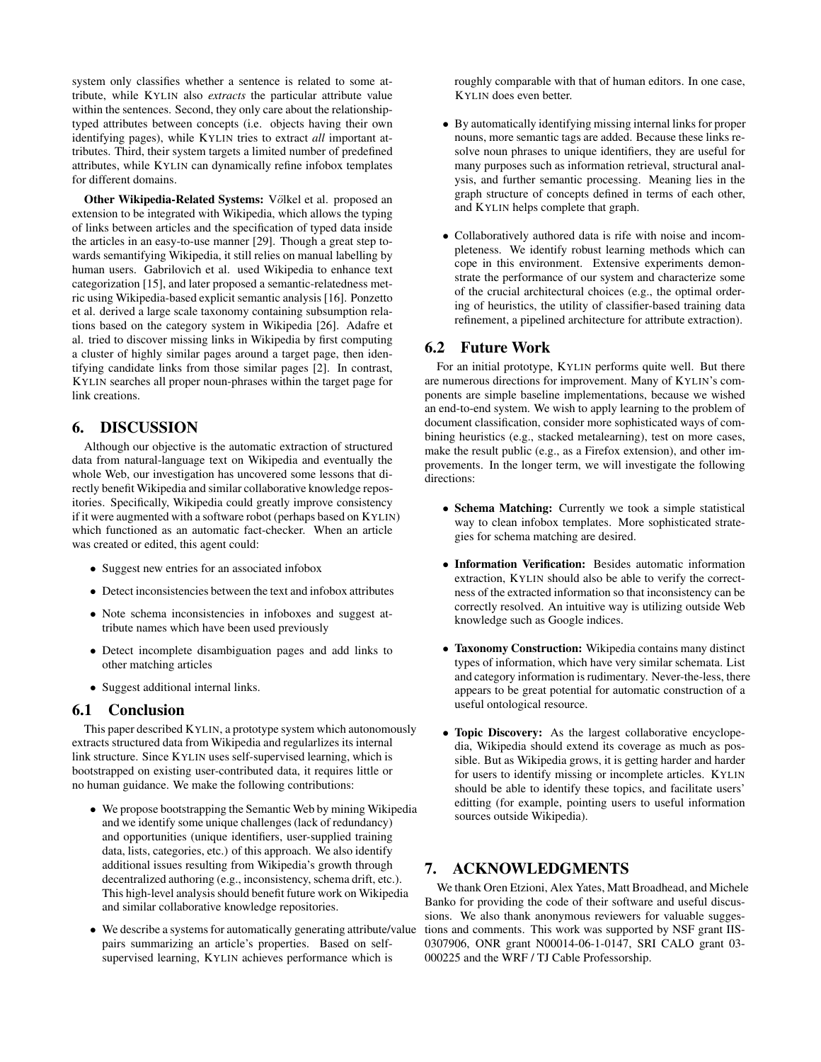system only classifies whether a sentence is related to some attribute, while KYLIN also *extracts* the particular attribute value within the sentences. Second, they only care about the relationship-typed attributes between concepts (i.e. objects having their own identifying pages), while KYLIN tries to extract *all* important attributes. Third, their system targets a limited number of predefined attributes, while KYLIN can dynamically refine infobox templates for different domains.

**Other Wikipedia-Related Systems:** Vӧlkel et al. proposed an extension to be integrated with Wikipedia, which allows the typing of links between articles and the specification of typed data inside the articles in an easy-to-use manner [29]. Though a great step towards semantifying Wikipedia, it still relies on manual labelling by human users. Gabrilovich et al. used Wikipedia to enhance text categorization [15], and later proposed a semantic-relatedness metric using Wikipedia-based explicit semantic analysis [16]. Ponzetto et al. derived a large scale taxonomy containing subsumption relations based on the category system in Wikipedia [26]. Adafre et al. tried to discover missing links in Wikipedia by first computing a cluster of highly similar pages around a target page, then identifying candidate links from those similar pages [2]. In contrast, KYLIN searches all proper noun-phrases within the target page for link creations.

# 6. DISCUSSION

Although our objective is the automatic extraction of structured data from natural-language text on Wikipedia and eventually the whole Web, our investigation has uncovered some lessons that directly benefit Wikipedia and similar collaborative knowledge repositories. Specifically, Wikipedia could greatly improve consistency if it were augmented with a software robot (perhaps based on KYLIN) which functioned as an automatic fact-checker. When an article was created or edited, this agent could:

- Suggest new entries for an associated infobox
- Detect inconsistencies between the text and infobox attributes
- Note schema inconsistencies in infoboxes and suggest attribute names which have been used previously
- Detect incomplete disambiguation pages and add links to other matching articles
- Suggest additional internal links.

## 6.1 Conclusion

This paper described KYLIN, a prototype system which autonomously extracts structured data from Wikipedia and regularlizes its internal link structure. Since KYLIN uses self-supervised learning, which is bootstrapped on existing user-contributed data, it requires little or no human guidance. We make the following contributions:

- We propose bootstrapping the Semantic Web by mining Wikipedia and we identify some unique challenges (lack of redundancy) and opportunities (unique identifiers, user-supplied training data, lists, categories, etc.) of this approach. We also identify additional issues resulting from Wikipedia's growth through decentralized authoring (e.g., inconsistency, schema drift, etc.). This high-level analysis should benefit future work on Wikipedia and similar collaborative knowledge repositories.
- We describe a systems for automatically generating attribute/value pairs summarizing an article's properties. Based on self-supervised learning, KYLIN achieves performance which is roughly comparable with that of human editors. In one case, KYLIN does even better.
- By automatically identifying missing internal links for proper nouns, more semantic tags are added. Because these links resolve noun phrases to unique identifiers, they are useful for many purposes such as information retrieval, structural analysis, and further semantic processing. Meaning lies in the graph structure of concepts defined in terms of each other, and KYLIN helps complete that graph.
- Collaboratively authored data is rife with noise and incompleteness. We identify robust learning methods which can cope in this environment. Extensive experiments demonstrate the performance of our system and characterize some of the crucial architectural choices (e.g., the optimal ordering of heuristics, the utility of classifier-based training data refinement, a pipelined architecture for attribute extraction).

## 6.2 Future Work

For an initial prototype, KYLIN performs quite well. But there are numerous directions for improvement. Many of KYLIN's components are simple baseline implementations, because we wished an end-to-end system. We wish to apply learning to the problem of document classification, consider more sophisticated ways of combining heuristics (e.g., stacked metalearning), test on more cases, make the result public (e.g., as a Firefox extension), and other improvements. In the longer term, we will investigate the following directions:

- **Schema Matching:** Currently we took a simple statistical way to clean infobox templates. More sophisticated strategies for schema matching are desired.
- **Information Verification:** Besides automatic information extraction, KYLIN should also be able to verify the correctness of the extracted information so that inconsistency can be correctly resolved. An intuitive way is utilizing outside Web knowledge such as Google indices.
- **Taxonomy Construction:** Wikipedia contains many distinct types of information, which have very similar schemata. List and category information is rudimentary. Never-the-less, there appears to be great potential for automatic construction of a useful ontological resource.
- **Topic Discovery:** As the largest collaborative encyclopedia, Wikipedia should extend its coverage as much as possible. But as Wikipedia grows, it is getting harder and harder for users to identify missing or incomplete articles. KYLIN should be able to identify these topics, and facilitate users' editting (for example, pointing users to useful information sources outside Wikipedia).

# 7. ACKNOWLEDGMENTS

We thank Oren Etzioni, Alex Yates, Matt Broadhead, and Michele Banko for providing the code of their software and useful discussions. We also thank anonymous reviewers for valuable suggestions and comments. This work was supported by NSF grant IIS-0307906, ONR grant N00014-06-1-0147, SRI CALO grant 03-000225 and the WRF / TJ Cable Professorship.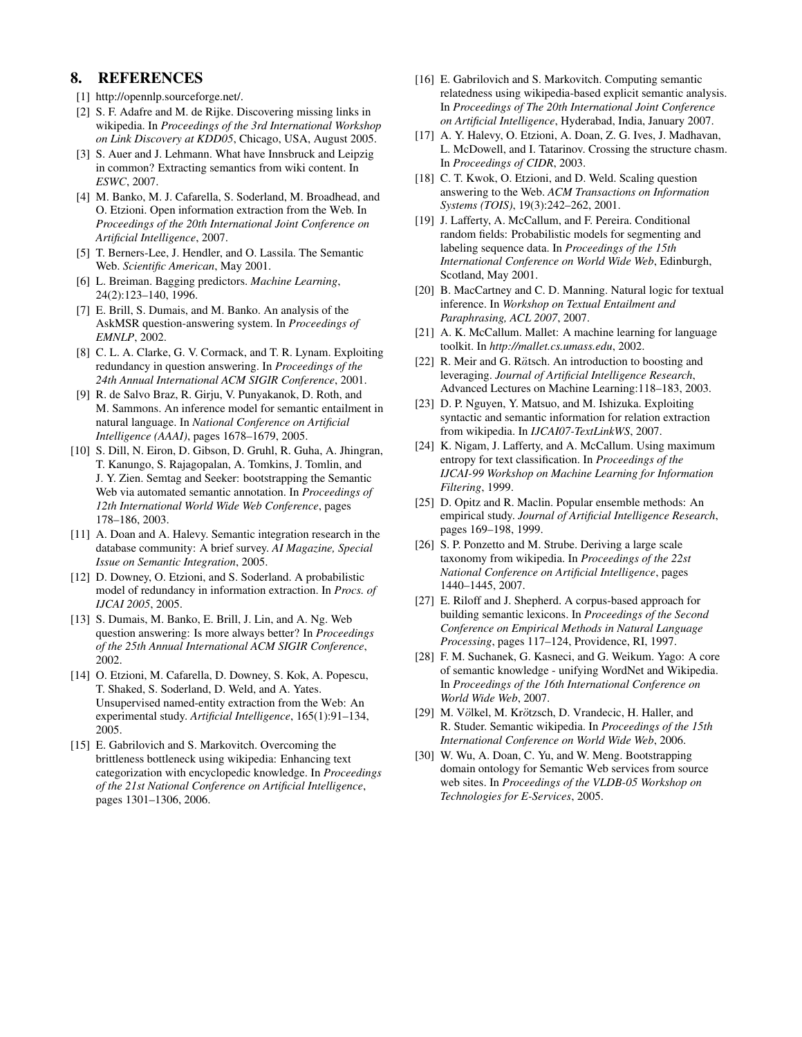## 8. REFERENCES

[1] http://opennlp.sourceforge.net/.

[2] S. F. Adafre and M. de Rijke. Discovering missing links in wikipedia. In *Proceedings of the 3rd International Workshop on Link Discovery at KDD05*, Chicago, USA, August 2005.

[3] S. Auer and J. Lehmann. What have Innsbruck and Leipzig in common? Extracting semantics from wiki content. In *ESWC*, 2007.

[4] M. Banko, M. J. Cafarella, S. Soderland, M. Broadhead, and O. Etzioni. Open information extraction from the Web. In *Proceedings of the 20th International Joint Conference on Artificial Intelligence*, 2007.

[5] T. Berners-Lee, J. Hendler, and O. Lassila. The Semantic Web. *Scientific American*, May 2001.

[6] L. Breiman. Bagging predictors. *Machine Learning*, 24(2):123–140, 1996.

[7] E. Brill, S. Dumais, and M. Banko. An analysis of the AskMSR question-answering system. In *Proceedings of EMNLP*, 2002.

[8] C. L. A. Clarke, G. V. Cormack, and T. R. Lynam. Exploiting redundancy in question answering. In *Proceedings of the 24th Annual International ACM SIGIR Conference*, 2001.

[9] R. de Salvo Braz, R. Girju, V. Punyakanok, D. Roth, and M. Sammons. An inference model for semantic entailment in natural language. In *National Conference on Artificial Intelligence (AAAI)*, pages 1678–1679, 2005.

[10] S. Dill, N. Eiron, D. Gibson, D. Gruhl, R. Guha, A. Jhingran, T. Kanungo, S. Rajagopalan, A. Tomkins, J. Tomlin, and J. Y. Zien. Semtag and Seeker: bootstrapping the Semantic Web via automated semantic annotation. In *Proceedings of 12th International World Wide Web Conference*, pages 178–186, 2003.

[11] A. Doan and A. Halevy. Semantic integration research in the database community: A brief survey. *AI Magazine, Special Issue on Semantic Integration*, 2005.

[12] D. Downey, O. Etzioni, and S. Soderland. A probabilistic model of redundancy in information extraction. In *Procs. of IJCAI 2005*, 2005.

[13] S. Dumais, M. Banko, E. Brill, J. Lin, and A. Ng. Web question answering: Is more always better? In *Proceedings of the 25th Annual International ACM SIGIR Conference*, 2002.

[14] O. Etzioni, M. Cafarella, D. Downey, S. Kok, A. Popescu, T. Shaked, S. Soderland, D. Weld, and A. Yates. Unsupervised named-entity extraction from the Web: An experimental study. *Artificial Intelligence*, 165(1):91–134, 2005.

[15] E. Gabrilovich and S. Markovitch. Overcoming the brittleness bottleneck using wikipedia: Enhancing text categorization with encyclopedic knowledge. In *Proceedings of the 21st National Conference on Artificial Intelligence*, pages 1301–1306, 2006.

[16] E. Gabrilovich and S. Markovitch. Computing semantic relatedness using wikipedia-based explicit semantic analysis. In *Proceedings of The 20th International Joint Conference on Artificial Intelligence*, Hyderabad, India, January 2007.

[17] A. Y. Halevy, O. Etzioni, A. Doan, Z. G. Ives, J. Madhavan, L. McDowell, and I. Tatarinov. Crossing the structure chasm. In *Proceedings of CIDR*, 2003.

[18] C. T. Kwok, O. Etzioni, and D. Weld. Scaling question answering to the Web. *ACM Transactions on Information Systems (TOIS)*, 19(3):242–262, 2001.

[19] J. Lafferty, A. McCallum, and F. Pereira. Conditional random fields: Probabilistic models for segmenting and labeling sequence data. In *Proceedings of the 15th International Conference on World Wide Web*, Edinburgh, Scotland, May 2001.

[20] B. MacCartney and C. D. Manning. Natural logic for textual inference. In *Workshop on Textual Entailment and Paraphrasing, ACL 2007*, 2007.

[21] A. K. McCallum. Mallet: A machine learning for language toolkit. In *http://mallet.cs.umass.edu*, 2002.

[22] R. Meir and G. Rätsch. An introduction to boosting and leveraging. *Journal of Artificial Intelligence Research*, Advanced Lectures on Machine Learning:118–183, 2003.

[23] D. P. Nguyen, Y. Matsuo, and M. Ishizuka. Exploiting syntactic and semantic information for relation extraction from wikipedia. In *IJCAI07-TextLinkWS*, 2007.

[24] K. Nigam, J. Lafferty, and A. McCallum. Using maximum entropy for text classification. In *Proceedings of the IJCAI-99 Workshop on Machine Learning for Information Filtering*, 1999.

[25] D. Opitz and R. Maclin. Popular ensemble methods: An empirical study. *Journal of Artificial Intelligence Research*, pages 169–198, 1999.

[26] S. P. Ponzetto and M. Strube. Deriving a large scale taxonomy from wikipedia. In *Proceedings of the 22st National Conference on Artificial Intelligence*, pages 1440–1445, 2007.

[27] E. Riloff and J. Shepherd. A corpus-based approach for building semantic lexicons. In *Proceedings of the Second Conference on Empirical Methods in Natural Language Processing*, pages 117–124, Providence, RI, 1997.

[28] F. M. Suchanek, G. Kasneci, and G. Weikum. Yago: A core of semantic knowledge - unifying WordNet and Wikipedia. In *Proceedings of the 16th International Conference on World Wide Web*, 2007.

[29] M. Völkel, M. Krötzsch, D. Vrandecic, H. Haller, and R. Studer. Semantic wikipedia. In *Proceedings of the 15th International Conference on World Wide Web*, 2006.

[30] W. Wu, A. Doan, C. Yu, and W. Meng. Bootstrapping domain ontology for Semantic Web services from source web sites. In *Proceedings of the VLDB-05 Workshop on Technologies for E-Services*, 2005.